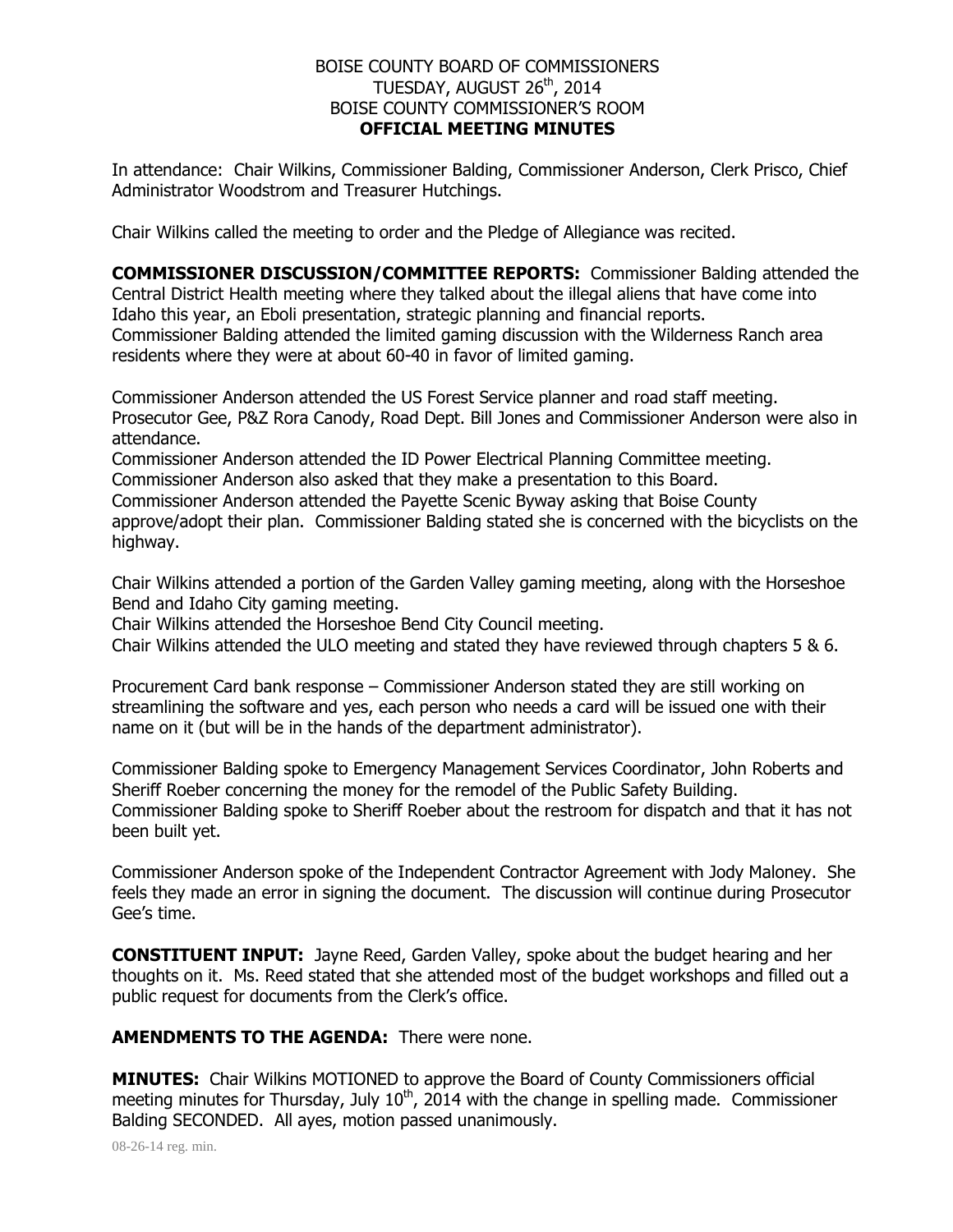BOISE COUNTY BOARD OF COMMISSIONERS
TUESDAY, AUGUST 26th, 2014
BOISE COUNTY COMMISSIONER'S ROOM
**OFFICIAL MEETING MINUTES**

In attendance: Chair Wilkins, Commissioner Balding, Commissioner Anderson, Clerk Prisco, Chief Administrator Woodstrom and Treasurer Hutchings.

Chair Wilkins called the meeting to order and the Pledge of Allegiance was recited.

**COMMISSIONER DISCUSSION/COMMITTEE REPORTS:** Commissioner Balding attended the Central District Health meeting where they talked about the illegal aliens that have come into Idaho this year, an Eboli presentation, strategic planning and financial reports.
Commissioner Balding attended the limited gaming discussion with the Wilderness Ranch area residents where they were at about 60-40 in favor of limited gaming.

Commissioner Anderson attended the US Forest Service planner and road staff meeting. Prosecutor Gee, P&Z Rora Canody, Road Dept. Bill Jones and Commissioner Anderson were also in attendance.
Commissioner Anderson attended the ID Power Electrical Planning Committee meeting. Commissioner Anderson also asked that they make a presentation to this Board.
Commissioner Anderson attended the Payette Scenic Byway asking that Boise County approve/adopt their plan. Commissioner Balding stated she is concerned with the bicyclists on the highway.

Chair Wilkins attended a portion of the Garden Valley gaming meeting, along with the Horseshoe Bend and Idaho City gaming meeting.
Chair Wilkins attended the Horseshoe Bend City Council meeting.
Chair Wilkins attended the ULO meeting and stated they have reviewed through chapters 5 & 6.

Procurement Card bank response – Commissioner Anderson stated they are still working on streamlining the software and yes, each person who needs a card will be issued one with their name on it (but will be in the hands of the department administrator).

Commissioner Balding spoke to Emergency Management Services Coordinator, John Roberts and Sheriff Roeber concerning the money for the remodel of the Public Safety Building.
Commissioner Balding spoke to Sheriff Roeber about the restroom for dispatch and that it has not been built yet.

Commissioner Anderson spoke of the Independent Contractor Agreement with Jody Maloney. She feels they made an error in signing the document. The discussion will continue during Prosecutor Gee's time.

**CONSTITUENT INPUT:** Jayne Reed, Garden Valley, spoke about the budget hearing and her thoughts on it. Ms. Reed stated that she attended most of the budget workshops and filled out a public request for documents from the Clerk's office.

**AMENDMENTS TO THE AGENDA:** There were none.

**MINUTES:** Chair Wilkins MOTIONED to approve the Board of County Commissioners official meeting minutes for Thursday, July 10th, 2014 with the change in spelling made. Commissioner Balding SECONDED. All ayes, motion passed unanimously.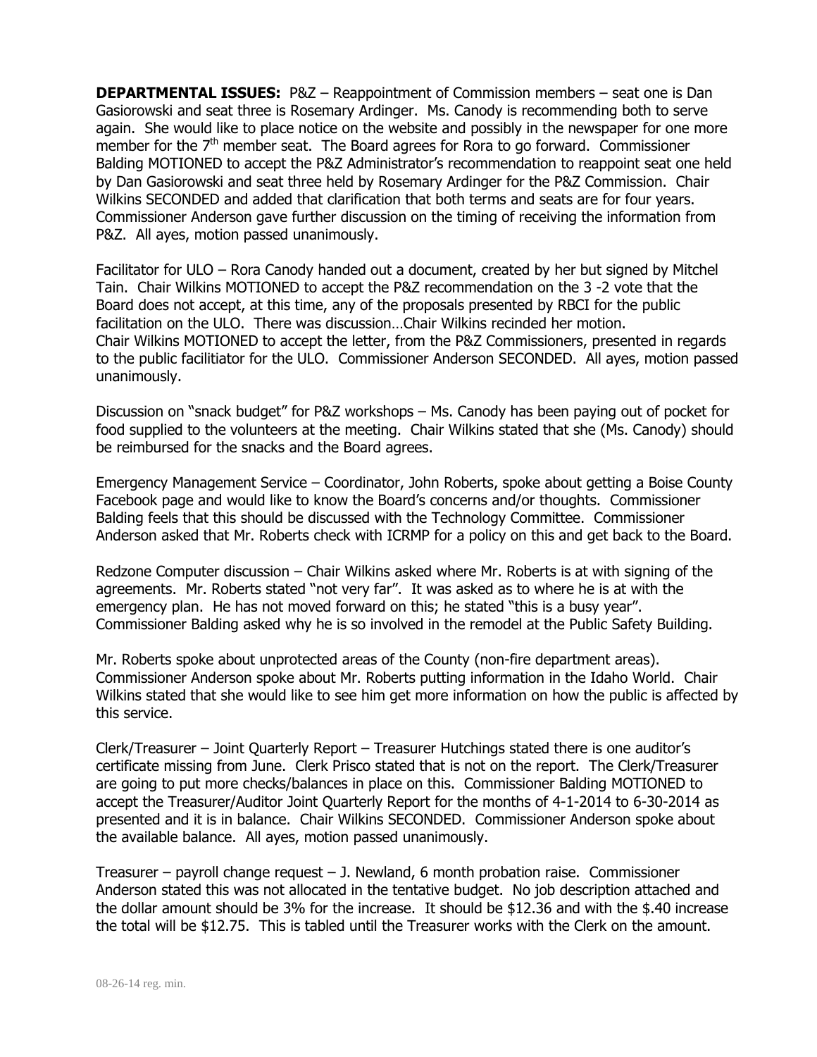**DEPARTMENTAL ISSUES:** P&Z – Reappointment of Commission members – seat one is Dan Gasiorowski and seat three is Rosemary Ardinger. Ms. Canody is recommending both to serve again. She would like to place notice on the website and possibly in the newspaper for one more member for the 7th member seat. The Board agrees for Rora to go forward. Commissioner Balding MOTIONED to accept the P&Z Administrator's recommendation to reappoint seat one held by Dan Gasiorowski and seat three held by Rosemary Ardinger for the P&Z Commission. Chair Wilkins SECONDED and added that clarification that both terms and seats are for four years. Commissioner Anderson gave further discussion on the timing of receiving the information from P&Z. All ayes, motion passed unanimously.

Facilitator for ULO – Rora Canody handed out a document, created by her but signed by Mitchel Tain. Chair Wilkins MOTIONED to accept the P&Z recommendation on the 3 -2 vote that the Board does not accept, at this time, any of the proposals presented by RBCI for the public facilitation on the ULO. There was discussion…Chair Wilkins recinded her motion. Chair Wilkins MOTIONED to accept the letter, from the P&Z Commissioners, presented in regards to the public facilitiator for the ULO. Commissioner Anderson SECONDED. All ayes, motion passed unanimously.

Discussion on "snack budget" for P&Z workshops – Ms. Canody has been paying out of pocket for food supplied to the volunteers at the meeting. Chair Wilkins stated that she (Ms. Canody) should be reimbursed for the snacks and the Board agrees.

Emergency Management Service – Coordinator, John Roberts, spoke about getting a Boise County Facebook page and would like to know the Board's concerns and/or thoughts. Commissioner Balding feels that this should be discussed with the Technology Committee. Commissioner Anderson asked that Mr. Roberts check with ICRMP for a policy on this and get back to the Board.

Redzone Computer discussion – Chair Wilkins asked where Mr. Roberts is at with signing of the agreements. Mr. Roberts stated "not very far". It was asked as to where he is at with the emergency plan. He has not moved forward on this; he stated "this is a busy year". Commissioner Balding asked why he is so involved in the remodel at the Public Safety Building.

Mr. Roberts spoke about unprotected areas of the County (non-fire department areas). Commissioner Anderson spoke about Mr. Roberts putting information in the Idaho World. Chair Wilkins stated that she would like to see him get more information on how the public is affected by this service.

Clerk/Treasurer – Joint Quarterly Report – Treasurer Hutchings stated there is one auditor's certificate missing from June. Clerk Prisco stated that is not on the report. The Clerk/Treasurer are going to put more checks/balances in place on this. Commissioner Balding MOTIONED to accept the Treasurer/Auditor Joint Quarterly Report for the months of 4-1-2014 to 6-30-2014 as presented and it is in balance. Chair Wilkins SECONDED. Commissioner Anderson spoke about the available balance. All ayes, motion passed unanimously.

Treasurer – payroll change request – J. Newland, 6 month probation raise. Commissioner Anderson stated this was not allocated in the tentative budget. No job description attached and the dollar amount should be 3% for the increase. It should be $12.36 and with the $.40 increase the total will be $12.75. This is tabled until the Treasurer works with the Clerk on the amount.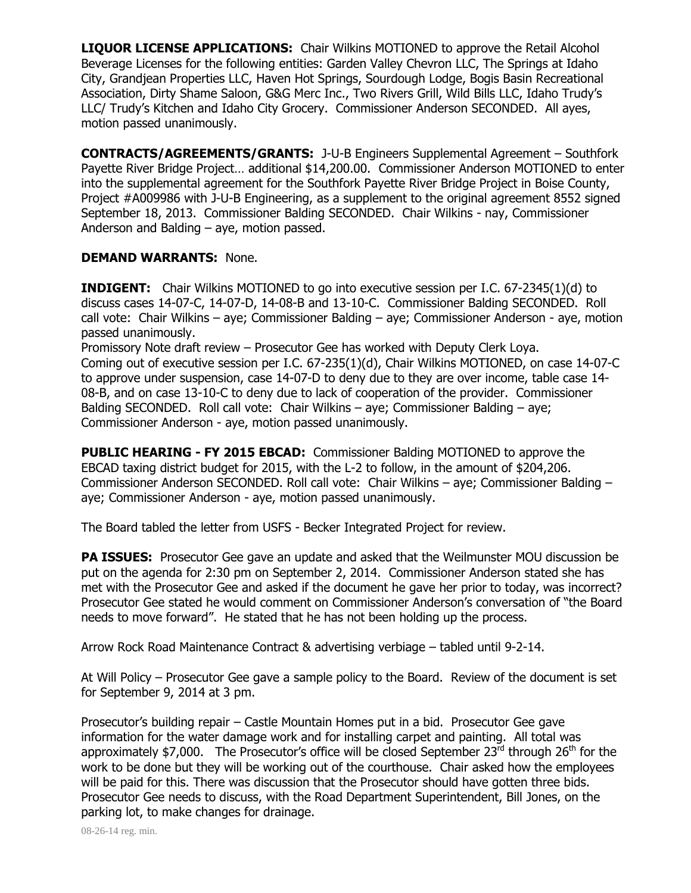**LIQUOR LICENSE APPLICATIONS:** Chair Wilkins MOTIONED to approve the Retail Alcohol Beverage Licenses for the following entities: Garden Valley Chevron LLC, The Springs at Idaho City, Grandjean Properties LLC, Haven Hot Springs, Sourdough Lodge, Bogis Basin Recreational Association, Dirty Shame Saloon, G&G Merc Inc., Two Rivers Grill, Wild Bills LLC, Idaho Trudy's LLC/ Trudy's Kitchen and Idaho City Grocery. Commissioner Anderson SECONDED. All ayes, motion passed unanimously.

**CONTRACTS/AGREEMENTS/GRANTS:** J-U-B Engineers Supplemental Agreement – Southfork Payette River Bridge Project… additional $14,200.00. Commissioner Anderson MOTIONED to enter into the supplemental agreement for the Southfork Payette River Bridge Project in Boise County, Project #A009986 with J-U-B Engineering, as a supplement to the original agreement 8552 signed September 18, 2013. Commissioner Balding SECONDED. Chair Wilkins - nay, Commissioner Anderson and Balding – aye, motion passed.

**DEMAND WARRANTS:** None.

**INDIGENT:** Chair Wilkins MOTIONED to go into executive session per I.C. 67-2345(1)(d) to discuss cases 14-07-C, 14-07-D, 14-08-B and 13-10-C. Commissioner Balding SECONDED. Roll call vote: Chair Wilkins – aye; Commissioner Balding – aye; Commissioner Anderson - aye, motion passed unanimously.
Promissory Note draft review – Prosecutor Gee has worked with Deputy Clerk Loya.
Coming out of executive session per I.C. 67-235(1)(d), Chair Wilkins MOTIONED, on case 14-07-C to approve under suspension, case 14-07-D to deny due to they are over income, table case 14-08-B, and on case 13-10-C to deny due to lack of cooperation of the provider. Commissioner Balding SECONDED. Roll call vote: Chair Wilkins – aye; Commissioner Balding – aye; Commissioner Anderson - aye, motion passed unanimously.

**PUBLIC HEARING - FY 2015 EBCAD:** Commissioner Balding MOTIONED to approve the EBCAD taxing district budget for 2015, with the L-2 to follow, in the amount of $204,206. Commissioner Anderson SECONDED. Roll call vote: Chair Wilkins – aye; Commissioner Balding – aye; Commissioner Anderson - aye, motion passed unanimously.

The Board tabled the letter from USFS - Becker Integrated Project for review.

**PA ISSUES:** Prosecutor Gee gave an update and asked that the Weilmunster MOU discussion be put on the agenda for 2:30 pm on September 2, 2014. Commissioner Anderson stated she has met with the Prosecutor Gee and asked if the document he gave her prior to today, was incorrect? Prosecutor Gee stated he would comment on Commissioner Anderson's conversation of "the Board needs to move forward". He stated that he has not been holding up the process.

Arrow Rock Road Maintenance Contract & advertising verbiage – tabled until 9-2-14.

At Will Policy – Prosecutor Gee gave a sample policy to the Board. Review of the document is set for September 9, 2014 at 3 pm.

Prosecutor's building repair – Castle Mountain Homes put in a bid. Prosecutor Gee gave information for the water damage work and for installing carpet and painting. All total was approximately $7,000. The Prosecutor's office will be closed September 23rd through 26th for the work to be done but they will be working out of the courthouse. Chair asked how the employees will be paid for this. There was discussion that the Prosecutor should have gotten three bids. Prosecutor Gee needs to discuss, with the Road Department Superintendent, Bill Jones, on the parking lot, to make changes for drainage.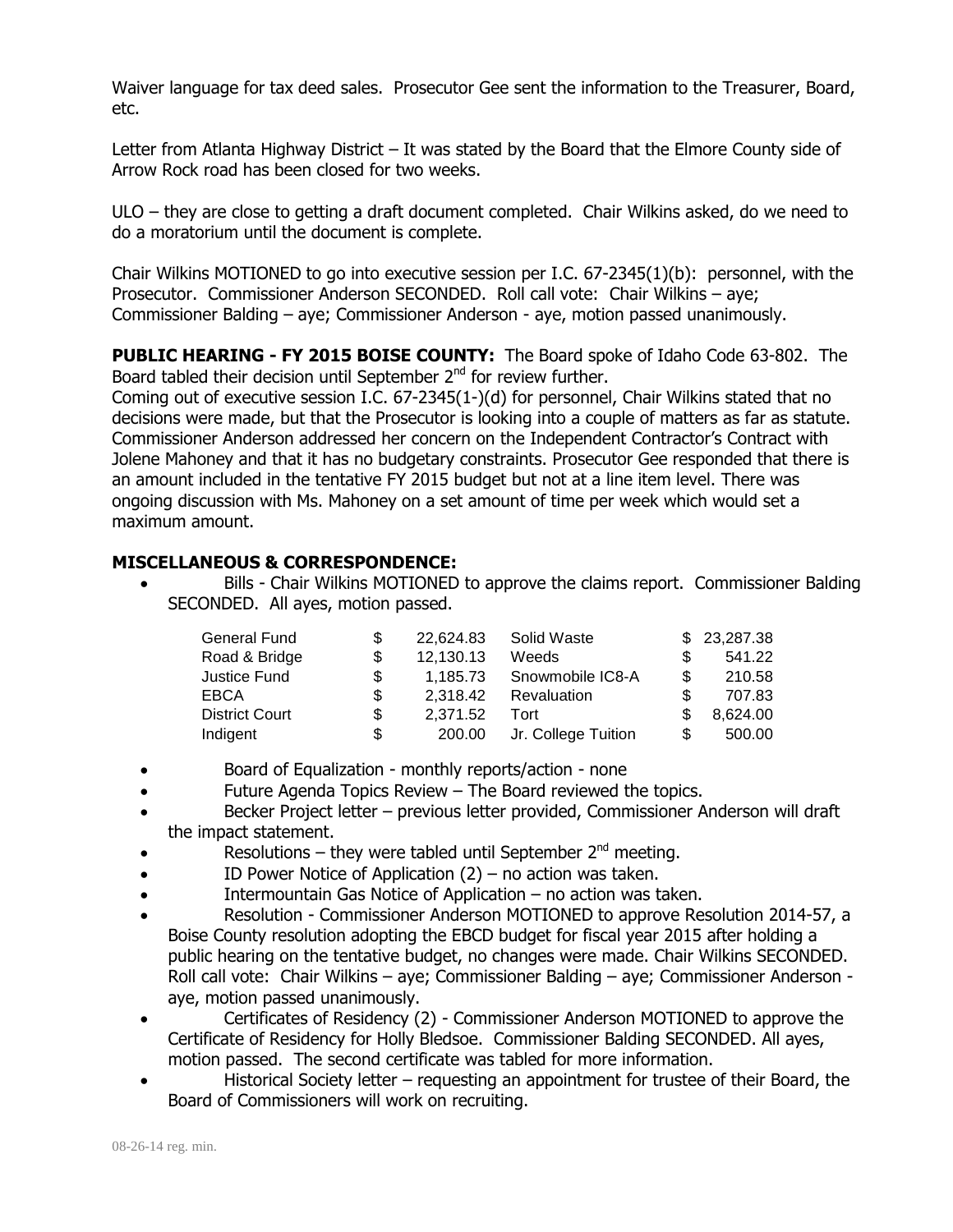Waiver language for tax deed sales. Prosecutor Gee sent the information to the Treasurer, Board, etc.

Letter from Atlanta Highway District – It was stated by the Board that the Elmore County side of Arrow Rock road has been closed for two weeks.

ULO – they are close to getting a draft document completed. Chair Wilkins asked, do we need to do a moratorium until the document is complete.

Chair Wilkins MOTIONED to go into executive session per I.C. 67-2345(1)(b): personnel, with the Prosecutor. Commissioner Anderson SECONDED. Roll call vote: Chair Wilkins – aye; Commissioner Balding – aye; Commissioner Anderson - aye, motion passed unanimously.

**PUBLIC HEARING - FY 2015 BOISE COUNTY:** The Board spoke of Idaho Code 63-802. The Board tabled their decision until September 2nd for review further.
Coming out of executive session I.C. 67-2345(1-)(d) for personnel, Chair Wilkins stated that no decisions were made, but that the Prosecutor is looking into a couple of matters as far as statute. Commissioner Anderson addressed her concern on the Independent Contractor's Contract with Jolene Mahoney and that it has no budgetary constraints. Prosecutor Gee responded that there is an amount included in the tentative FY 2015 budget but not at a line item level. There was ongoing discussion with Ms. Mahoney on a set amount of time per week which would set a maximum amount.

**MISCELLANEOUS & CORRESPONDENCE:**

- Bills - Chair Wilkins MOTIONED to approve the claims report. Commissioner Balding SECONDED. All ayes, motion passed.

| General Fund | $ 22,624.83 | Solid Waste | $ 23,287.38 |
|---|---|---|---|
| Road & Bridge | $ 12,130.13 | Weeds | $ 541.22 |
| Justice Fund | $ 1,185.73 | Snowmobile IC8-A | $ 210.58 |
| EBCA | $ 2,318.42 | Revaluation | $ 707.83 |
| District Court | $ 2,371.52 | Tort | $ 8,624.00 |
| Indigent | $ 200.00 | Jr. College Tuition | $ 500.00 |

- Board of Equalization - monthly reports/action - none
- Future Agenda Topics Review – The Board reviewed the topics.
- Becker Project letter – previous letter provided, Commissioner Anderson will draft the impact statement.
- Resolutions – they were tabled until September 2nd meeting.
- ID Power Notice of Application (2) – no action was taken.
- Intermountain Gas Notice of Application – no action was taken.
- Resolution - Commissioner Anderson MOTIONED to approve Resolution 2014-57, a Boise County resolution adopting the EBCD budget for fiscal year 2015 after holding a public hearing on the tentative budget, no changes were made. Chair Wilkins SECONDED. Roll call vote: Chair Wilkins – aye; Commissioner Balding – aye; Commissioner Anderson - aye, motion passed unanimously.
- Certificates of Residency (2) - Commissioner Anderson MOTIONED to approve the Certificate of Residency for Holly Bledsoe. Commissioner Balding SECONDED. All ayes, motion passed. The second certificate was tabled for more information.
- Historical Society letter – requesting an appointment for trustee of their Board, the Board of Commissioners will work on recruiting.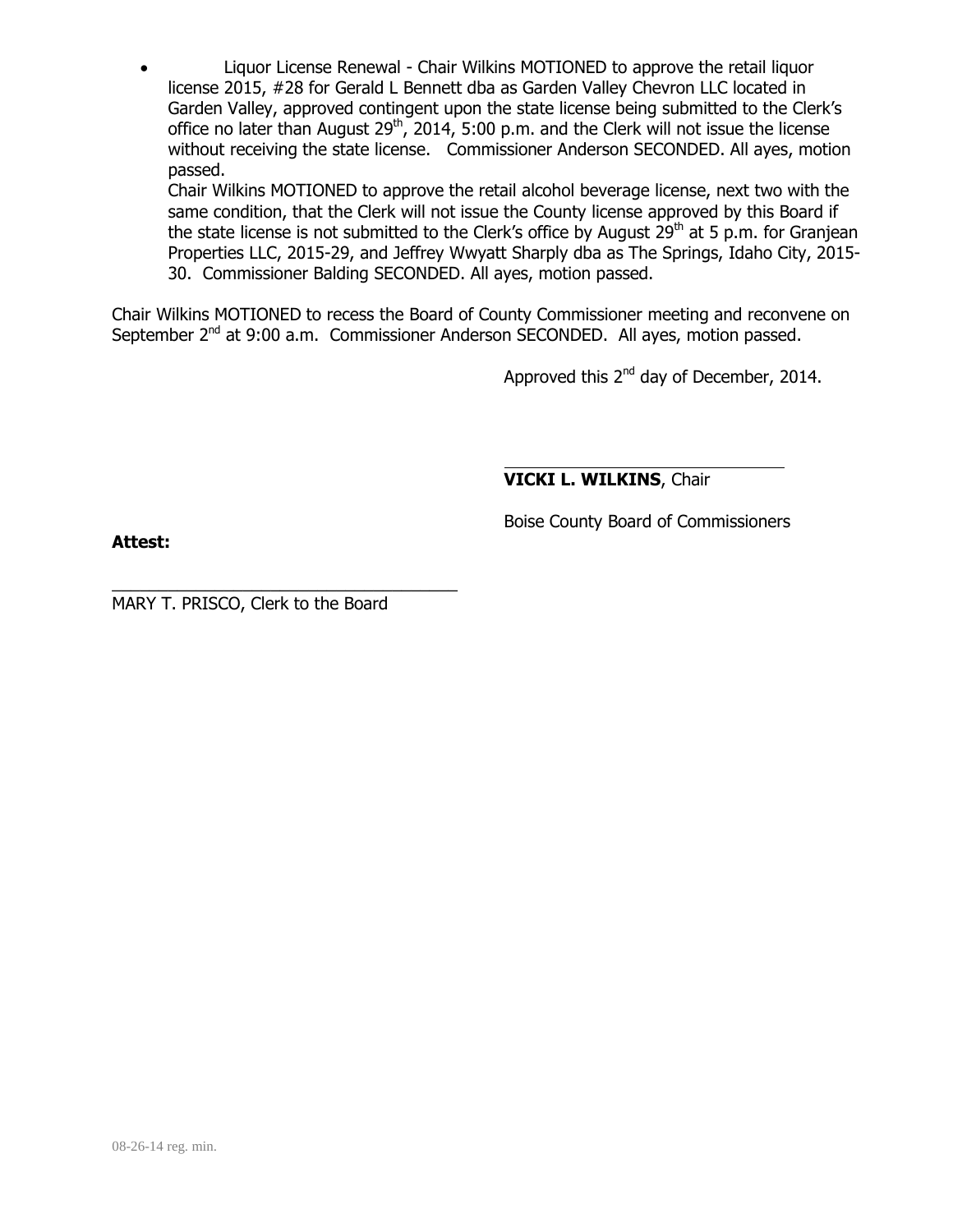- Liquor License Renewal - Chair Wilkins MOTIONED to approve the retail liquor license 2015, #28 for Gerald L Bennett dba as Garden Valley Chevron LLC located in Garden Valley, approved contingent upon the state license being submitted to the Clerk's office no later than August 29th, 2014, 5:00 p.m. and the Clerk will not issue the license without receiving the state license. Commissioner Anderson SECONDED. All ayes, motion passed.

  Chair Wilkins MOTIONED to approve the retail alcohol beverage license, next two with the same condition, that the Clerk will not issue the County license approved by this Board if the state license is not submitted to the Clerk's office by August 29th at 5 p.m. for Granjean Properties LLC, 2015-29, and Jeffrey Wwyatt Sharply dba as The Springs, Idaho City, 2015-30. Commissioner Balding SECONDED. All ayes, motion passed.

Chair Wilkins MOTIONED to recess the Board of County Commissioner meeting and reconvene on September 2nd at 9:00 a.m. Commissioner Anderson SECONDED. All ayes, motion passed.

Approved this 2nd day of December, 2014.

**VICKI L. WILKINS**, Chair

Boise County Board of Commissioners

**Attest:**

MARY T. PRISCO, Clerk to the Board